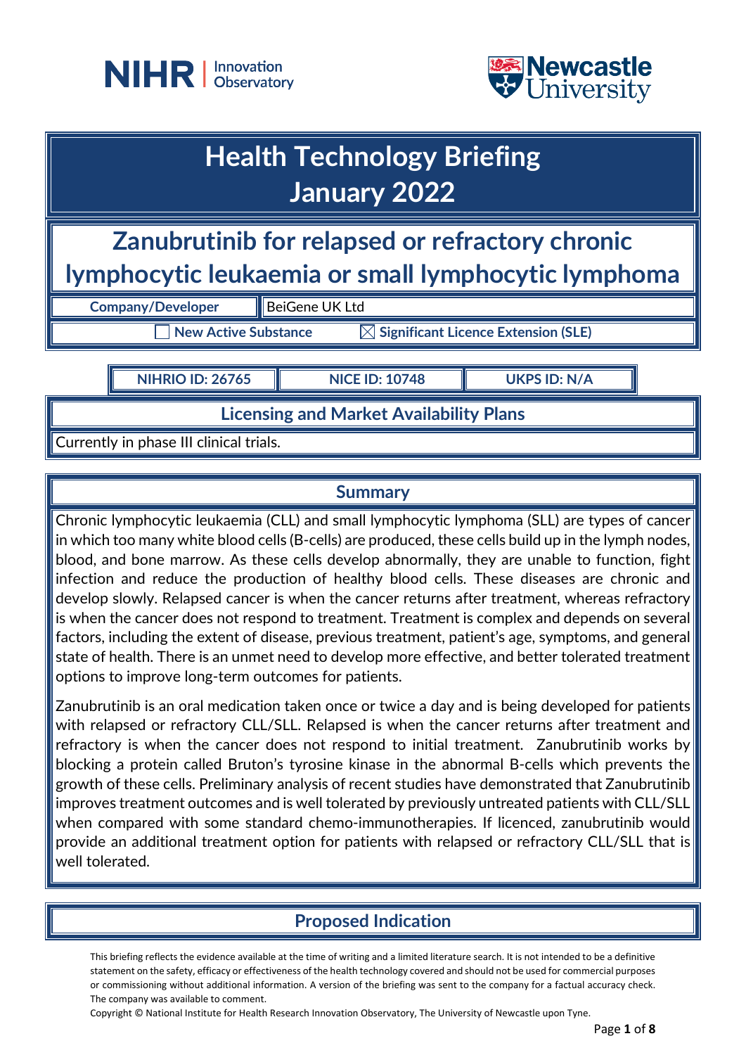# Health Technology Briefing
# January 2022

# Zanubrutinib for relapsed or refractory chronic lymphocytic leukaemia or small lymphocytic lymphoma

| Company/Developer | BeiGene UK Ltd |
|---|---|

☐ New Active Substance ☒ Significant Licence Extension (SLE)

| NIHRIO ID: 26765 | NICE ID: 10748 | UKPS ID: N/A |
|---|---|---|

## Licensing and Market Availability Plans

Currently in phase III clinical trials.

## Summary

Chronic lymphocytic leukaemia (CLL) and small lymphocytic lymphoma (SLL) are types of cancer in which too many white blood cells (B-cells) are produced, these cells build up in the lymph nodes, blood, and bone marrow. As these cells develop abnormally, they are unable to function, fight infection and reduce the production of healthy blood cells. These diseases are chronic and develop slowly. Relapsed cancer is when the cancer returns after treatment, whereas refractory is when the cancer does not respond to treatment. Treatment is complex and depends on several factors, including the extent of disease, previous treatment, patient's age, symptoms, and general state of health. There is an unmet need to develop more effective, and better tolerated treatment options to improve long-term outcomes for patients.

Zanubrutinib is an oral medication taken once or twice a day and is being developed for patients with relapsed or refractory CLL/SLL. Relapsed is when the cancer returns after treatment and refractory is when the cancer does not respond to initial treatment. Zanubrutinib works by blocking a protein called Bruton's tyrosine kinase in the abnormal B-cells which prevents the growth of these cells. Preliminary analysis of recent studies have demonstrated that Zanubrutinib improves treatment outcomes and is well tolerated by previously untreated patients with CLL/SLL when compared with some standard chemo-immunotherapies. If licenced, zanubrutinib would provide an additional treatment option for patients with relapsed or refractory CLL/SLL that is well tolerated.

## Proposed Indication

This briefing reflects the evidence available at the time of writing and a limited literature search. It is not intended to be a definitive statement on the safety, efficacy or effectiveness of the health technology covered and should not be used for commercial purposes or commissioning without additional information. A version of the briefing was sent to the company for a factual accuracy check. The company was available to comment.

Copyright © National Institute for Health Research Innovation Observatory, The University of Newcastle upon Tyne.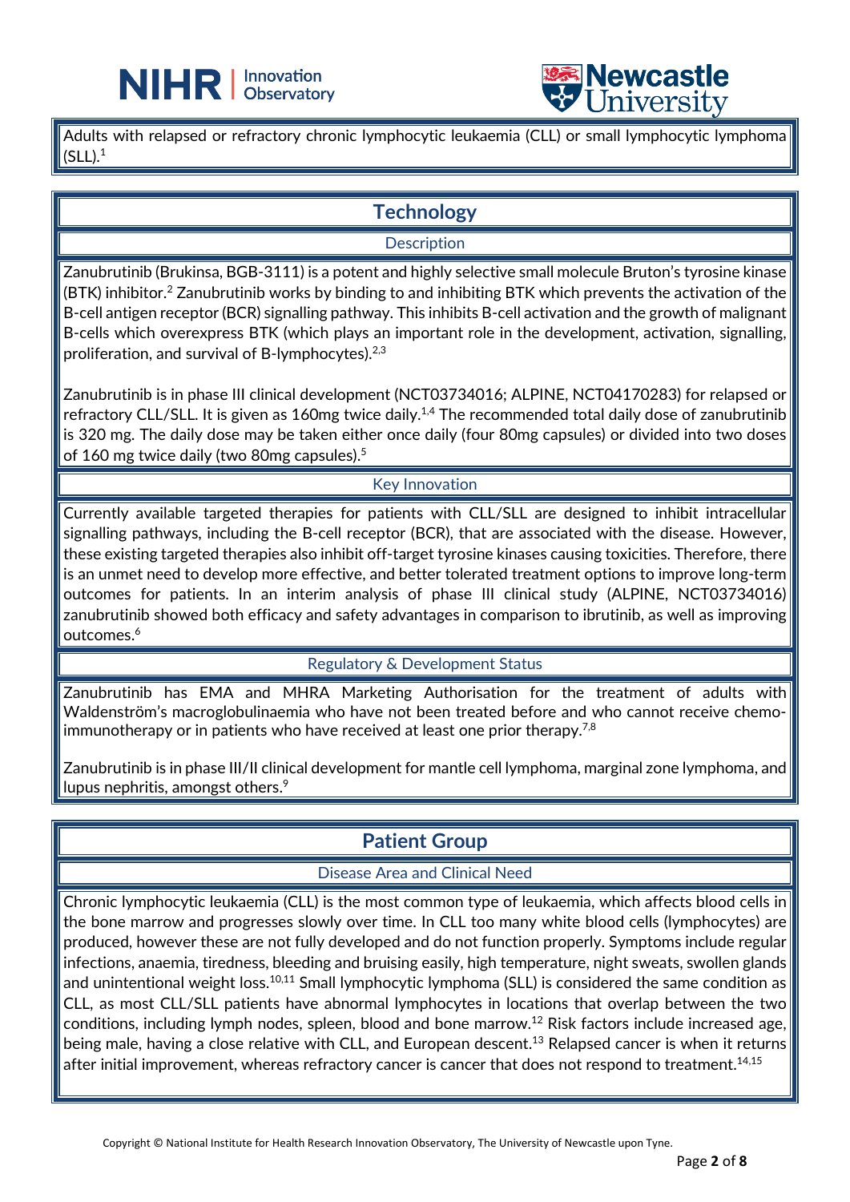Adults with relapsed or refractory chronic lymphocytic leukaemia (CLL) or small lymphocytic lymphoma (SLL).[1]

## Technology

### Description

Zanubrutinib (Brukinsa, BGB-3111) is a potent and highly selective small molecule Bruton's tyrosine kinase (BTK) inhibitor.[2] Zanubrutinib works by binding to and inhibiting BTK which prevents the activation of the B-cell antigen receptor (BCR) signalling pathway. This inhibits B-cell activation and the growth of malignant B-cells which overexpress BTK (which plays an important role in the development, activation, signalling, proliferation, and survival of B-lymphocytes).[2,3]

Zanubrutinib is in phase III clinical development (NCT03734016; ALPINE, NCT04170283) for relapsed or refractory CLL/SLL. It is given as 160mg twice daily.[1,4] The recommended total daily dose of zanubrutinib is 320 mg. The daily dose may be taken either once daily (four 80mg capsules) or divided into two doses of 160 mg twice daily (two 80mg capsules).[5]

### Key Innovation

Currently available targeted therapies for patients with CLL/SLL are designed to inhibit intracellular signalling pathways, including the B-cell receptor (BCR), that are associated with the disease. However, these existing targeted therapies also inhibit off-target tyrosine kinases causing toxicities. Therefore, there is an unmet need to develop more effective, and better tolerated treatment options to improve long-term outcomes for patients. In an interim analysis of phase III clinical study (ALPINE, NCT03734016) zanubrutinib showed both efficacy and safety advantages in comparison to ibrutinib, as well as improving outcomes.[6]

### Regulatory & Development Status

Zanubrutinib has EMA and MHRA Marketing Authorisation for the treatment of adults with Waldenström's macroglobulinaemia who have not been treated before and who cannot receive chemo-immunotherapy or in patients who have received at least one prior therapy.[7,8]

Zanubrutinib is in phase III/II clinical development for mantle cell lymphoma, marginal zone lymphoma, and lupus nephritis, amongst others.[9]

## Patient Group

### Disease Area and Clinical Need

Chronic lymphocytic leukaemia (CLL) is the most common type of leukaemia, which affects blood cells in the bone marrow and progresses slowly over time. In CLL too many white blood cells (lymphocytes) are produced, however these are not fully developed and do not function properly. Symptoms include regular infections, anaemia, tiredness, bleeding and bruising easily, high temperature, night sweats, swollen glands and unintentional weight loss.[10,11] Small lymphocytic lymphoma (SLL) is considered the same condition as CLL, as most CLL/SLL patients have abnormal lymphocytes in locations that overlap between the two conditions, including lymph nodes, spleen, blood and bone marrow.[12] Risk factors include increased age, being male, having a close relative with CLL, and European descent.[13] Relapsed cancer is when it returns after initial improvement, whereas refractory cancer is cancer that does not respond to treatment.[14,15]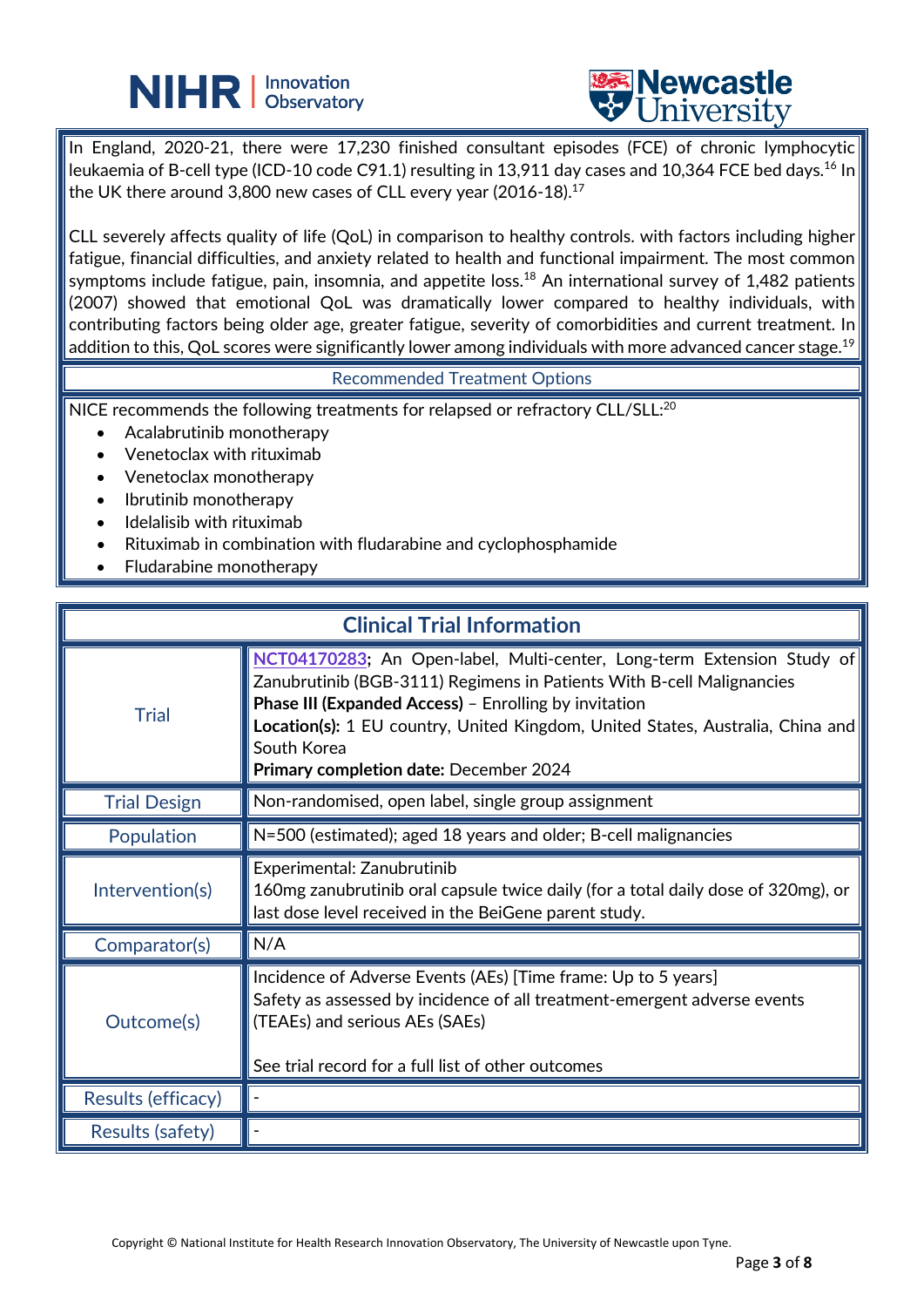In England, 2020-21, there were 17,230 finished consultant episodes (FCE) of chronic lymphocytic leukaemia of B-cell type (ICD-10 code C91.1) resulting in 13,911 day cases and 10,364 FCE bed days.[16] In the UK there around 3,800 new cases of CLL every year (2016-18).[17]

CLL severely affects quality of life (QoL) in comparison to healthy controls. with factors including higher fatigue, financial difficulties, and anxiety related to health and functional impairment. The most common symptoms include fatigue, pain, insomnia, and appetite loss.[18] An international survey of 1,482 patients (2007) showed that emotional QoL was dramatically lower compared to healthy individuals, with contributing factors being older age, greater fatigue, severity of comorbidities and current treatment. In addition to this, QoL scores were significantly lower among individuals with more advanced cancer stage.[19]

## Recommended Treatment Options

NICE recommends the following treatments for relapsed or refractory CLL/SLL:[20]

- Acalabrutinib monotherapy
- Venetoclax with rituximab
- Venetoclax monotherapy
- Ibrutinib monotherapy
- Idelalisib with rituximab
- Rituximab in combination with fludarabine and cyclophosphamide
- Fludarabine monotherapy

## Clinical Trial Information

| | |
|---|---|
| Trial | **NCT04170283**; An Open-label, Multi-center, Long-term Extension Study of Zanubrutinib (BGB-3111) Regimens in Patients With B-cell Malignancies<br>**Phase III (Expanded Access)** – Enrolling by invitation<br>**Location(s):** 1 EU country, United Kingdom, United States, Australia, China and South Korea<br>**Primary completion date:** December 2024 |
| Trial Design | Non-randomised, open label, single group assignment |
| Population | N=500 (estimated); aged 18 years and older; B-cell malignancies |
| Intervention(s) | Experimental: Zanubrutinib<br>160mg zanubrutinib oral capsule twice daily (for a total daily dose of 320mg), or last dose level received in the BeiGene parent study. |
| Comparator(s) | N/A |
| Outcome(s) | Incidence of Adverse Events (AEs) [Time frame: Up to 5 years]<br>Safety as assessed by incidence of all treatment-emergent adverse events (TEAEs) and serious AEs (SAEs)<br><br>See trial record for a full list of other outcomes |
| Results (efficacy) | - |
| Results (safety) | - |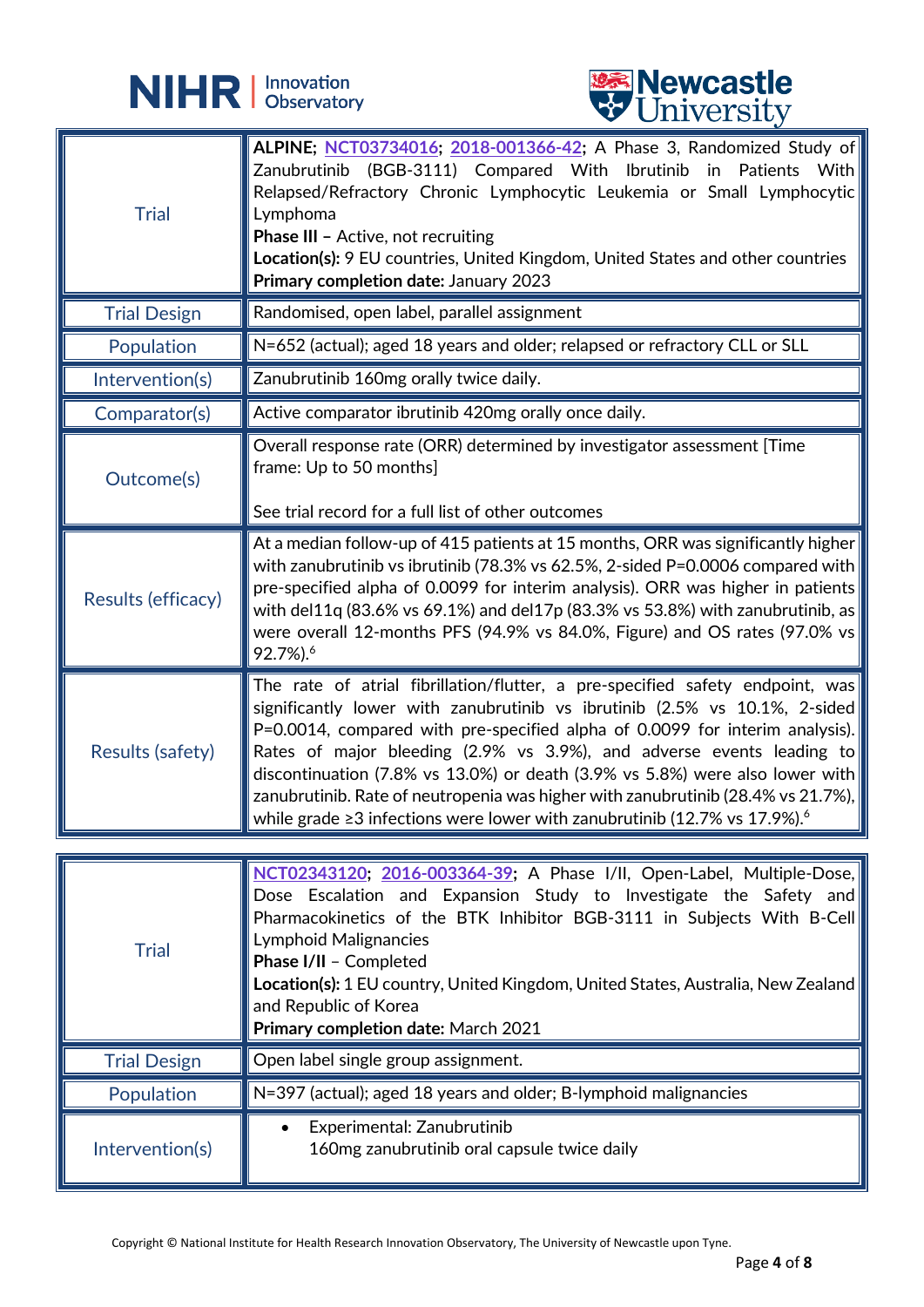| Trial | **ALPINE; NCT03734016; 2018-001366-42;** A Phase 3, Randomized Study of Zanubrutinib (BGB-3111) Compared With Ibrutinib in Patients With Relapsed/Refractory Chronic Lymphocytic Leukemia or Small Lymphocytic Lymphoma<br>**Phase III –** Active, not recruiting<br>**Location(s):** 9 EU countries, United Kingdom, United States and other countries<br>**Primary completion date:** January 2023 |
|---|---|
| Trial Design | Randomised, open label, parallel assignment |
| Population | N=652 (actual); aged 18 years and older; relapsed or refractory CLL or SLL |
| Intervention(s) | Zanubrutinib 160mg orally twice daily. |
| Comparator(s) | Active comparator ibrutinib 420mg orally once daily. |
| Outcome(s) | Overall response rate (ORR) determined by investigator assessment [Time frame: Up to 50 months]<br><br>See trial record for a full list of other outcomes |
| Results (efficacy) | At a median follow-up of 415 patients at 15 months, ORR was significantly higher with zanubrutinib vs ibrutinib (78.3% vs 62.5%, 2-sided P=0.0006 compared with pre-specified alpha of 0.0099 for interim analysis). ORR was higher in patients with del11q (83.6% vs 69.1%) and del17p (83.3% vs 53.8%) with zanubrutinib, as were overall 12-months PFS (94.9% vs 84.0%, Figure) and OS rates (97.0% vs 92.7%).[6] |
| Results (safety) | The rate of atrial fibrillation/flutter, a pre-specified safety endpoint, was significantly lower with zanubrutinib vs ibrutinib (2.5% vs 10.1%, 2-sided P=0.0014, compared with pre-specified alpha of 0.0099 for interim analysis). Rates of major bleeding (2.9% vs 3.9%), and adverse events leading to discontinuation (7.8% vs 13.0%) or death (3.9% vs 5.8%) were also lower with zanubrutinib. Rate of neutropenia was higher with zanubrutinib (28.4% vs 21.7%), while grade ≥3 infections were lower with zanubrutinib (12.7% vs 17.9%).[6] |

| Trial | **NCT02343120; 2016-003364-39;** A Phase I/II, Open-Label, Multiple-Dose, Dose Escalation and Expansion Study to Investigate the Safety and Pharmacokinetics of the BTK Inhibitor BGB-3111 in Subjects With B-Cell Lymphoid Malignancies<br>**Phase I/II** – Completed<br>**Location(s):** 1 EU country, United Kingdom, United States, Australia, New Zealand and Republic of Korea<br>**Primary completion date:** March 2021 |
|---|---|
| Trial Design | Open label single group assignment. |
| Population | N=397 (actual); aged 18 years and older; B-lymphoid malignancies |
| Intervention(s) | • Experimental: Zanubrutinib<br>160mg zanubrutinib oral capsule twice daily |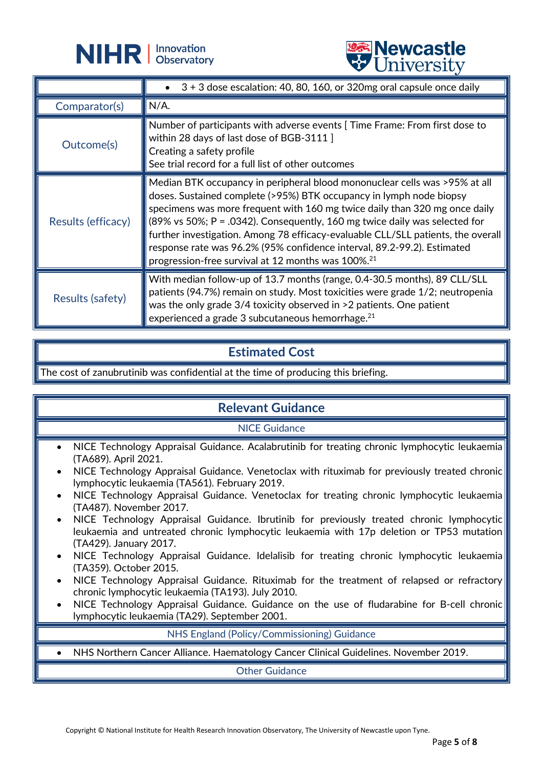| | |
|---|---|
| | • 3 + 3 dose escalation: 40, 80, 160, or 320mg oral capsule once daily |
| Comparator(s) | N/A. |
| Outcome(s) | Number of participants with adverse events [ Time Frame: From first dose to within 28 days of last dose of BGB-3111 ]<br>Creating a safety profile<br>See trial record for a full list of other outcomes |
| Results (efficacy) | Median BTK occupancy in peripheral blood mononuclear cells was >95% at all doses. Sustained complete (>95%) BTK occupancy in lymph node biopsy specimens was more frequent with 160 mg twice daily than 320 mg once daily (89% vs 50%; P = .0342). Consequently, 160 mg twice daily was selected for further investigation. Among 78 efficacy-evaluable CLL/SLL patients, the overall response rate was 96.2% (95% confidence interval, 89.2-99.2). Estimated progression-free survival at 12 months was 100%.[21] |
| Results (safety) | With median follow-up of 13.7 months (range, 0.4-30.5 months), 89 CLL/SLL patients (94.7%) remain on study. Most toxicities were grade 1/2; neutropenia was the only grade 3/4 toxicity observed in >2 patients. One patient experienced a grade 3 subcutaneous hemorrhage.[21] |

## Estimated Cost

The cost of zanubrutinib was confidential at the time of producing this briefing.

## Relevant Guidance

### NICE Guidance

- NICE Technology Appraisal Guidance. Acalabrutinib for treating chronic lymphocytic leukaemia (TA689). April 2021.
- NICE Technology Appraisal Guidance. Venetoclax with rituximab for previously treated chronic lymphocytic leukaemia (TA561). February 2019.
- NICE Technology Appraisal Guidance. Venetoclax for treating chronic lymphocytic leukaemia (TA487). November 2017.
- NICE Technology Appraisal Guidance. Ibrutinib for previously treated chronic lymphocytic leukaemia and untreated chronic lymphocytic leukaemia with 17p deletion or TP53 mutation (TA429). January 2017.
- NICE Technology Appraisal Guidance. Idelalisib for treating chronic lymphocytic leukaemia (TA359). October 2015.
- NICE Technology Appraisal Guidance. Rituximab for the treatment of relapsed or refractory chronic lymphocytic leukaemia (TA193). July 2010.
- NICE Technology Appraisal Guidance. Guidance on the use of fludarabine for B-cell chronic lymphocytic leukaemia (TA29). September 2001.

### NHS England (Policy/Commissioning) Guidance

- NHS Northern Cancer Alliance. Haematology Cancer Clinical Guidelines. November 2019.

### Other Guidance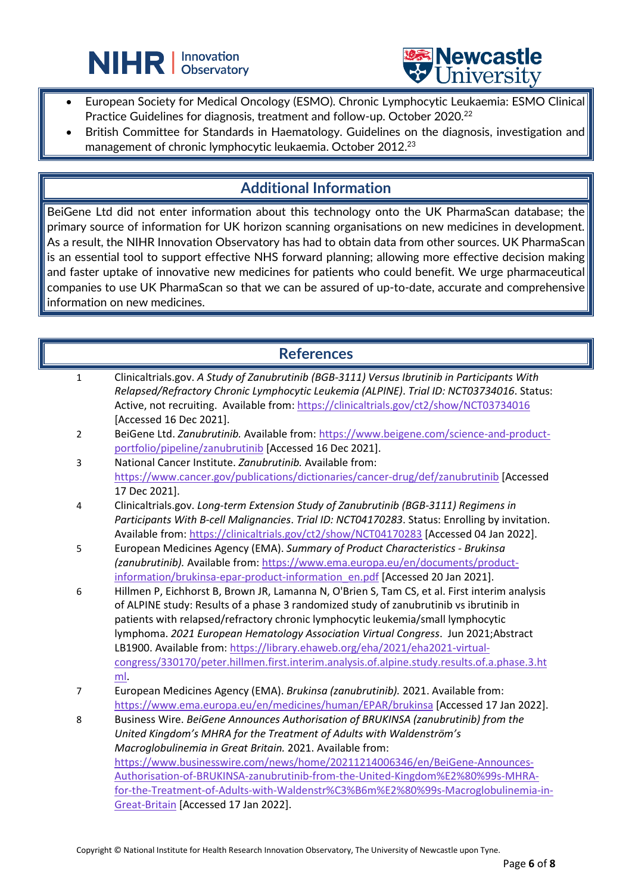- European Society for Medical Oncology (ESMO). Chronic Lymphocytic Leukaemia: ESMO Clinical Practice Guidelines for diagnosis, treatment and follow-up. October 2020.[22]
- British Committee for Standards in Haematology. Guidelines on the diagnosis, investigation and management of chronic lymphocytic leukaemia. October 2012.[23]

## Additional Information

BeiGene Ltd did not enter information about this technology onto the UK PharmaScan database; the primary source of information for UK horizon scanning organisations on new medicines in development. As a result, the NIHR Innovation Observatory has had to obtain data from other sources. UK PharmaScan is an essential tool to support effective NHS forward planning; allowing more effective decision making and faster uptake of innovative new medicines for patients who could benefit. We urge pharmaceutical companies to use UK PharmaScan so that we can be assured of up-to-date, accurate and comprehensive information on new medicines.

## References

1. Clinicaltrials.gov. *A Study of Zanubrutinib (BGB-3111) Versus Ibrutinib in Participants With Relapsed/Refractory Chronic Lymphocytic Leukemia (ALPINE)*. *Trial ID: NCT03734016*. Status: Active, not recruiting. Available from: https://clinicaltrials.gov/ct2/show/NCT03734016 [Accessed 16 Dec 2021].
2. BeiGene Ltd. *Zanubrutinib.* Available from: https://www.beigene.com/science-and-product-portfolio/pipeline/zanubrutinib [Accessed 16 Dec 2021].
3. National Cancer Institute. *Zanubrutinib.* Available from: https://www.cancer.gov/publications/dictionaries/cancer-drug/def/zanubrutinib [Accessed 17 Dec 2021].
4. Clinicaltrials.gov. *Long-term Extension Study of Zanubrutinib (BGB-3111) Regimens in Participants With B-cell Malignancies*. *Trial ID: NCT04170283*. Status: Enrolling by invitation. Available from: https://clinicaltrials.gov/ct2/show/NCT04170283 [Accessed 04 Jan 2022].
5. European Medicines Agency (EMA). *Summary of Product Characteristics - Brukinsa (zanubrutinib).* Available from: https://www.ema.europa.eu/en/documents/product-information/brukinsa-epar-product-information_en.pdf [Accessed 20 Jan 2021].
6. Hillmen P, Eichhorst B, Brown JR, Lamanna N, O'Brien S, Tam CS, et al. First interim analysis of ALPINE study: Results of a phase 3 randomized study of zanubrutinib vs ibrutinib in patients with relapsed/refractory chronic lymphocytic leukemia/small lymphocytic lymphoma. *2021 European Hematology Association Virtual Congress*. Jun 2021;Abstract LB1900. Available from: https://library.ehaweb.org/eha/2021/eha2021-virtual-congress/330170/peter.hillmen.first.interim.analysis.of.alpine.study.results.of.a.phase.3.html.
7. European Medicines Agency (EMA). *Brukinsa (zanubrutinib).* 2021. Available from: https://www.ema.europa.eu/en/medicines/human/EPAR/brukinsa [Accessed 17 Jan 2022].
8. Business Wire. *BeiGene Announces Authorisation of BRUKINSA (zanubrutinib) from the United Kingdom's MHRA for the Treatment of Adults with Waldenström's Macroglobulinemia in Great Britain.* 2021. Available from: https://www.businesswire.com/news/home/20211214006346/en/BeiGene-Announces-Authorisation-of-BRUKINSA-zanubrutinib-from-the-United-Kingdom%E2%80%99s-MHRA-for-the-Treatment-of-Adults-with-Waldenstr%C3%B6m%E2%80%99s-Macroglobulinemia-in-Great-Britain [Accessed 17 Jan 2022].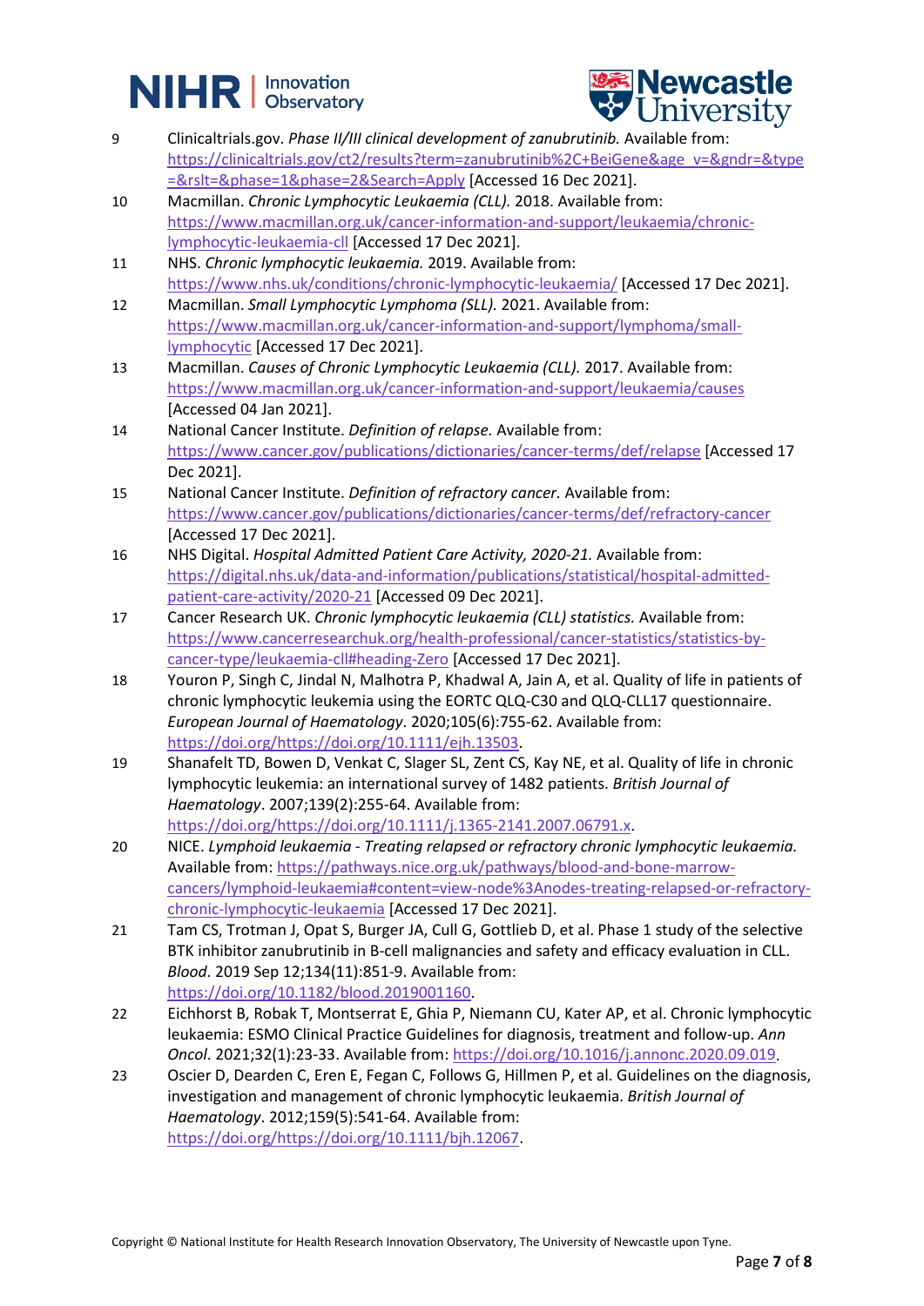9. Clinicaltrials.gov. *Phase II/III clinical development of zanubrutinib.* Available from: https://clinicaltrials.gov/ct2/results?term=zanubrutinib%2C+BeiGene&age_v=&gndr=&type=&rslt=&phase=1&phase=2&Search=Apply [Accessed 16 Dec 2021].
10. Macmillan. *Chronic Lymphocytic Leukaemia (CLL).* 2018. Available from: https://www.macmillan.org.uk/cancer-information-and-support/leukaemia/chronic-lymphocytic-leukaemia-cll [Accessed 17 Dec 2021].
11. NHS. *Chronic lymphocytic leukaemia.* 2019. Available from: https://www.nhs.uk/conditions/chronic-lymphocytic-leukaemia/ [Accessed 17 Dec 2021].
12. Macmillan. *Small Lymphocytic Lymphoma (SLL).* 2021. Available from: https://www.macmillan.org.uk/cancer-information-and-support/lymphoma/small-lymphocytic [Accessed 17 Dec 2021].
13. Macmillan. *Causes of Chronic Lymphocytic Leukaemia (CLL).* 2017. Available from: https://www.macmillan.org.uk/cancer-information-and-support/leukaemia/causes [Accessed 04 Jan 2021].
14. National Cancer Institute. *Definition of relapse.* Available from: https://www.cancer.gov/publications/dictionaries/cancer-terms/def/relapse [Accessed 17 Dec 2021].
15. National Cancer Institute. *Definition of refractory cancer.* Available from: https://www.cancer.gov/publications/dictionaries/cancer-terms/def/refractory-cancer [Accessed 17 Dec 2021].
16. NHS Digital. *Hospital Admitted Patient Care Activity, 2020-21.* Available from: https://digital.nhs.uk/data-and-information/publications/statistical/hospital-admitted-patient-care-activity/2020-21 [Accessed 09 Dec 2021].
17. Cancer Research UK. *Chronic lymphocytic leukaemia (CLL) statistics.* Available from: https://www.cancerresearchuk.org/health-professional/cancer-statistics/statistics-by-cancer-type/leukaemia-cll#heading-Zero [Accessed 17 Dec 2021].
18. Youron P, Singh C, Jindal N, Malhotra P, Khadwal A, Jain A, et al. Quality of life in patients of chronic lymphocytic leukemia using the EORTC QLQ-C30 and QLQ-CLL17 questionnaire. *European Journal of Haematology*. 2020;105(6):755-62. Available from: https://doi.org/https://doi.org/10.1111/ejh.13503.
19. Shanafelt TD, Bowen D, Venkat C, Slager SL, Zent CS, Kay NE, et al. Quality of life in chronic lymphocytic leukemia: an international survey of 1482 patients. *British Journal of Haematology*. 2007;139(2):255-64. Available from: https://doi.org/https://doi.org/10.1111/j.1365-2141.2007.06791.x.
20. NICE. *Lymphoid leukaemia - Treating relapsed or refractory chronic lymphocytic leukaemia.* Available from: https://pathways.nice.org.uk/pathways/blood-and-bone-marrow-cancers/lymphoid-leukaemia#content=view-node%3Anodes-treating-relapsed-or-refractory-chronic-lymphocytic-leukaemia [Accessed 17 Dec 2021].
21. Tam CS, Trotman J, Opat S, Burger JA, Cull G, Gottlieb D, et al. Phase 1 study of the selective BTK inhibitor zanubrutinib in B-cell malignancies and safety and efficacy evaluation in CLL. *Blood*. 2019 Sep 12;134(11):851-9. Available from: https://doi.org/10.1182/blood.2019001160.
22. Eichhorst B, Robak T, Montserrat E, Ghia P, Niemann CU, Kater AP, et al. Chronic lymphocytic leukaemia: ESMO Clinical Practice Guidelines for diagnosis, treatment and follow-up. *Ann Oncol*. 2021;32(1):23-33. Available from: https://doi.org/10.1016/j.annonc.2020.09.019.
23. Oscier D, Dearden C, Eren E, Fegan C, Follows G, Hillmen P, et al. Guidelines on the diagnosis, investigation and management of chronic lymphocytic leukaemia. *British Journal of Haematology*. 2012;159(5):541-64. Available from: https://doi.org/https://doi.org/10.1111/bjh.12067.

Copyright © National Institute for Health Research Innovation Observatory, The University of Newcastle upon Tyne.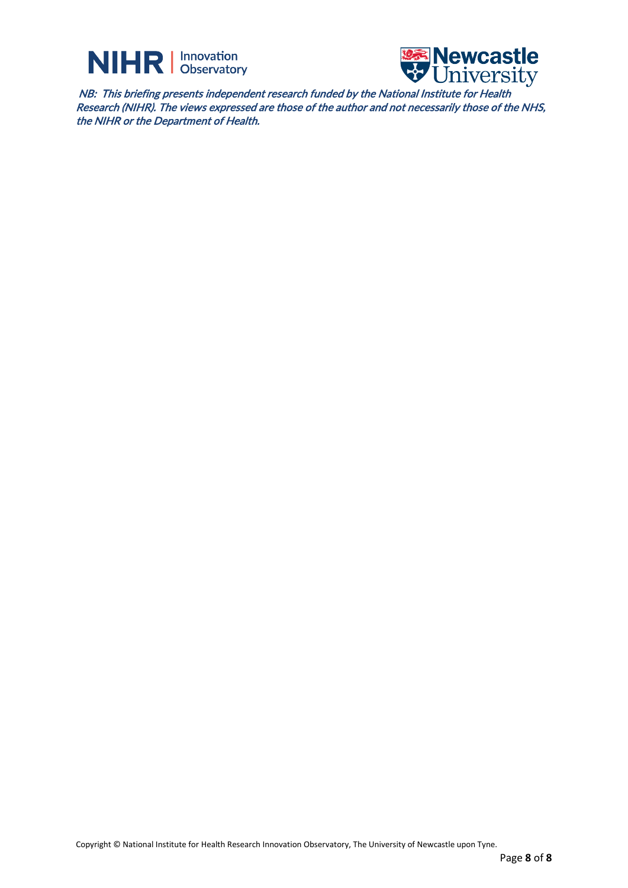*NB: This briefing presents independent research funded by the National Institute for Health Research (NIHR). The views expressed are those of the author and not necessarily those of the NHS, the NIHR or the Department of Health.*